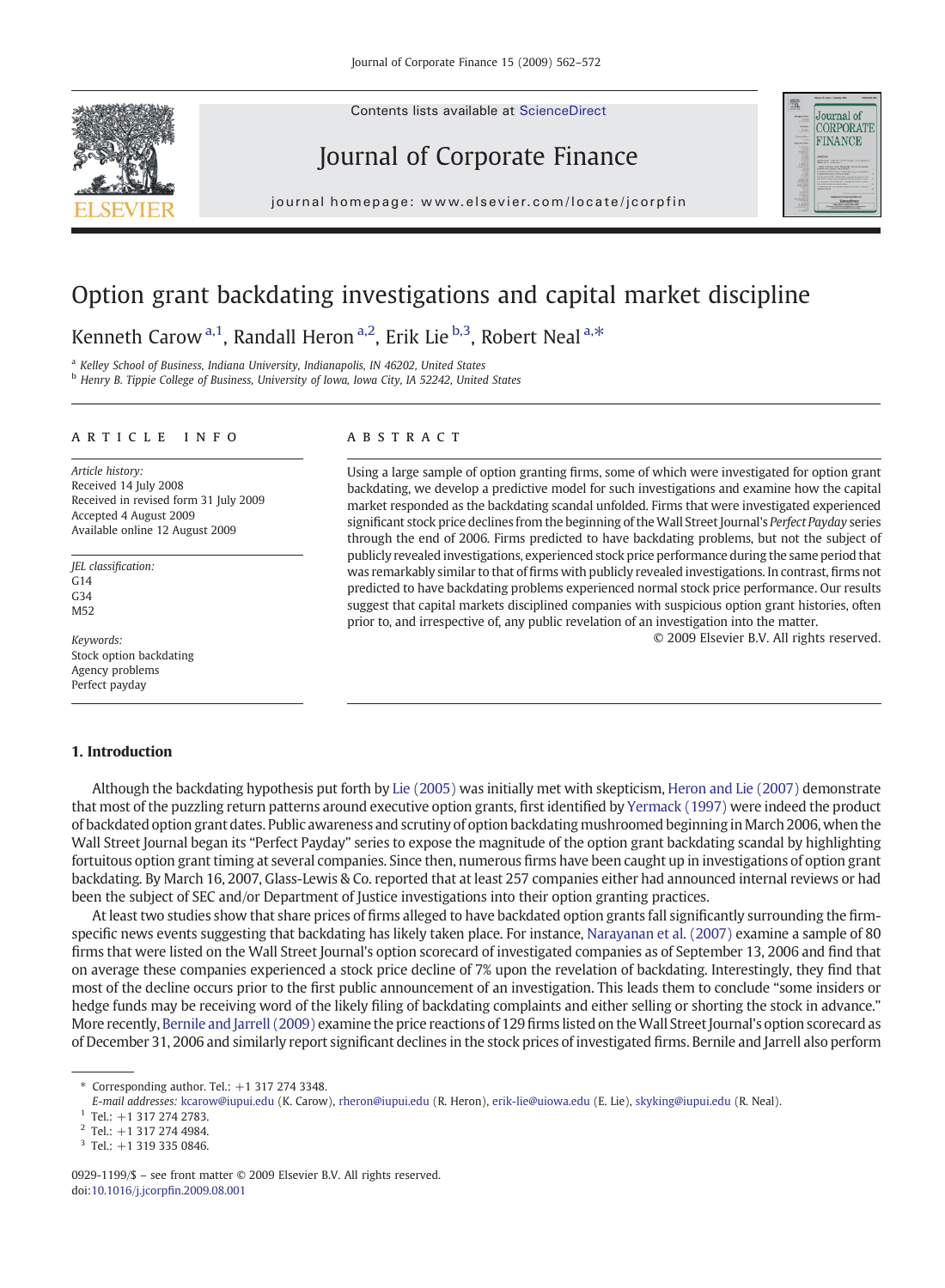Contents lists available at ScienceDirect

Journal of Corporate Finance

journal homepage: www.elsevier.com/locate/jcorpfin

# Option grant backdating investigations and capital market discipline

Kenneth Carow [a,1], Randall Heron [a,2], Erik Lie [b,3], Robert Neal [a,*]

[a] Kelley School of Business, Indiana University, Indianapolis, IN 46202, United States

[b] Henry B. Tippie College of Business, University of Iowa, Iowa City, IA 52242, United States

**ARTICLE INFO**

*Article history:*
Received 14 July 2008
Received in revised form 31 July 2009
Accepted 4 August 2009
Available online 12 August 2009

*JEL classification:*
G14
G34
M52

*Keywords:*
Stock option backdating
Agency problems
Perfect payday

**ABSTRACT**

Using a large sample of option granting firms, some of which were investigated for option grant backdating, we develop a predictive model for such investigations and examine how the capital market responded as the backdating scandal unfolded. Firms that were investigated experienced significant stock price declines from the beginning of the Wall Street Journal's *Perfect Payday* series through the end of 2006. Firms predicted to have backdating problems, but not the subject of publicly revealed investigations, experienced stock price performance during the same period that was remarkably similar to that of firms with publicly revealed investigations. In contrast, firms not predicted to have backdating problems experienced normal stock price performance. Our results suggest that capital markets disciplined companies with suspicious option grant histories, often prior to, and irrespective of, any public revelation of an investigation into the matter.

© 2009 Elsevier B.V. All rights reserved.

## 1. Introduction

Although the backdating hypothesis put forth by Lie (2005) was initially met with skepticism, Heron and Lie (2007) demonstrate that most of the puzzling return patterns around executive option grants, first identified by Yermack (1997) were indeed the product of backdated option grant dates. Public awareness and scrutiny of option backdating mushroomed beginning in March 2006, when the Wall Street Journal began its "Perfect Payday" series to expose the magnitude of the option grant backdating scandal by highlighting fortuitous option grant timing at several companies. Since then, numerous firms have been caught up in investigations of option grant backdating. By March 16, 2007, Glass-Lewis & Co. reported that at least 257 companies either had announced internal reviews or had been the subject of SEC and/or Department of Justice investigations into their option granting practices.

At least two studies show that share prices of firms alleged to have backdated option grants fall significantly surrounding the firm-specific news events suggesting that backdating has likely taken place. For instance, Narayanan et al. (2007) examine a sample of 80 firms that were listed on the Wall Street Journal's option scorecard of investigated companies as of September 13, 2006 and find that on average these companies experienced a stock price decline of 7% upon the revelation of backdating. Interestingly, they find that most of the decline occurs prior to the first public announcement of an investigation. This leads them to conclude "some insiders or hedge funds may be receiving word of the likely filing of backdating complaints and either selling or shorting the stock in advance." More recently, Bernile and Jarrell (2009) examine the price reactions of 129 firms listed on the Wall Street Journal's option scorecard as of December 31, 2006 and similarly report significant declines in the stock prices of investigated firms. Bernile and Jarrell also perform

\* Corresponding author. Tel.: +1 317 274 3348.
*E-mail addresses:* kcarow@iupui.edu (K. Carow), rheron@iupui.edu (R. Heron), erik-lie@uiowa.edu (E. Lie), skyking@iupui.edu (R. Neal).

[1] Tel.: +1 317 274 2783.

[2] Tel.: +1 317 274 4984.

[3] Tel.: +1 319 335 0846.

0929-1199/$ – see front matter © 2009 Elsevier B.V. All rights reserved.
doi:10.1016/j.jcorpfin.2009.08.001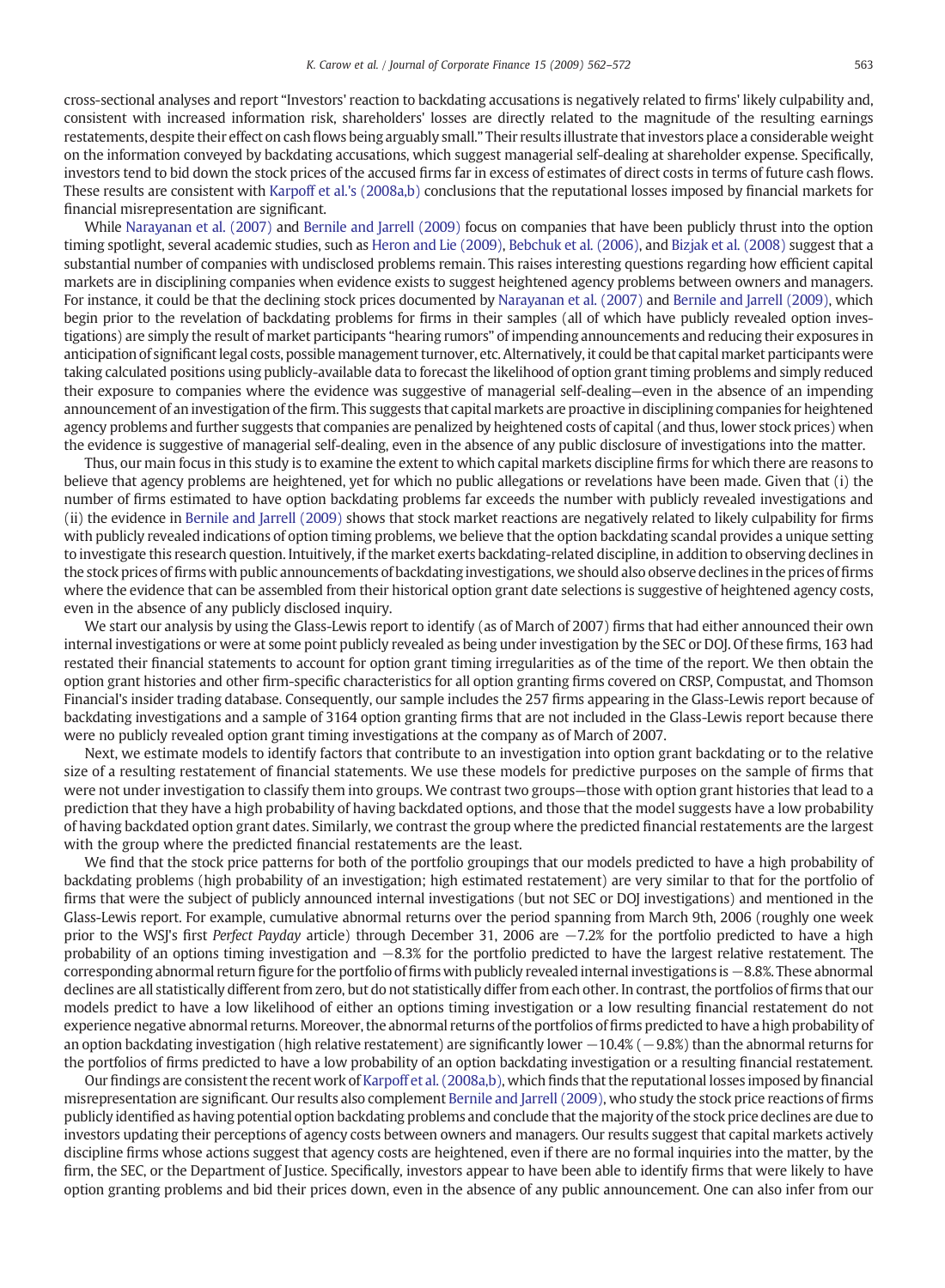cross-sectional analyses and report "Investors' reaction to backdating accusations is negatively related to firms' likely culpability and, consistent with increased information risk, shareholders' losses are directly related to the magnitude of the resulting earnings restatements, despite their effect on cash flows being arguably small." Their results illustrate that investors place a considerable weight on the information conveyed by backdating accusations, which suggest managerial self-dealing at shareholder expense. Specifically, investors tend to bid down the stock prices of the accused firms far in excess of estimates of direct costs in terms of future cash flows. These results are consistent with Karpoff et al.'s (2008a,b) conclusions that the reputational losses imposed by financial markets for financial misrepresentation are significant.

While Narayanan et al. (2007) and Bernile and Jarrell (2009) focus on companies that have been publicly thrust into the option timing spotlight, several academic studies, such as Heron and Lie (2009), Bebchuk et al. (2006), and Bizjak et al. (2008) suggest that a substantial number of companies with undisclosed problems remain. This raises interesting questions regarding how efficient capital markets are in disciplining companies when evidence exists to suggest heightened agency problems between owners and managers. For instance, it could be that the declining stock prices documented by Narayanan et al. (2007) and Bernile and Jarrell (2009), which begin prior to the revelation of backdating problems for firms in their samples (all of which have publicly revealed option investigations) are simply the result of market participants "hearing rumors" of impending announcements and reducing their exposures in anticipation of significant legal costs, possible management turnover, etc. Alternatively, it could be that capital market participants were taking calculated positions using publicly-available data to forecast the likelihood of option grant timing problems and simply reduced their exposure to companies where the evidence was suggestive of managerial self-dealing—even in the absence of an impending announcement of an investigation of the firm. This suggests that capital markets are proactive in disciplining companies for heightened agency problems and further suggests that companies are penalized by heightened costs of capital (and thus, lower stock prices) when the evidence is suggestive of managerial self-dealing, even in the absence of any public disclosure of investigations into the matter.

Thus, our main focus in this study is to examine the extent to which capital markets discipline firms for which there are reasons to believe that agency problems are heightened, yet for which no public allegations or revelations have been made. Given that (i) the number of firms estimated to have option backdating problems far exceeds the number with publicly revealed investigations and (ii) the evidence in Bernile and Jarrell (2009) shows that stock market reactions are negatively related to likely culpability for firms with publicly revealed indications of option timing problems, we believe that the option backdating scandal provides a unique setting to investigate this research question. Intuitively, if the market exerts backdating-related discipline, in addition to observing declines in the stock prices of firms with public announcements of backdating investigations, we should also observe declines in the prices of firms where the evidence that can be assembled from their historical option grant date selections is suggestive of heightened agency costs, even in the absence of any publicly disclosed inquiry.

We start our analysis by using the Glass-Lewis report to identify (as of March of 2007) firms that had either announced their own internal investigations or were at some point publicly revealed as being under investigation by the SEC or DOJ. Of these firms, 163 had restated their financial statements to account for option grant timing irregularities as of the time of the report. We then obtain the option grant histories and other firm-specific characteristics for all option granting firms covered on CRSP, Compustat, and Thomson Financial's insider trading database. Consequently, our sample includes the 257 firms appearing in the Glass-Lewis report because of backdating investigations and a sample of 3164 option granting firms that are not included in the Glass-Lewis report because there were no publicly revealed option grant timing investigations at the company as of March of 2007.

Next, we estimate models to identify factors that contribute to an investigation into option grant backdating or to the relative size of a resulting restatement of financial statements. We use these models for predictive purposes on the sample of firms that were not under investigation to classify them into groups. We contrast two groups—those with option grant histories that lead to a prediction that they have a high probability of having backdated options, and those that the model suggests have a low probability of having backdated option grant dates. Similarly, we contrast the group where the predicted financial restatements are the largest with the group where the predicted financial restatements are the least.

We find that the stock price patterns for both of the portfolio groupings that our models predicted to have a high probability of backdating problems (high probability of an investigation; high estimated restatement) are very similar to that for the portfolio of firms that were the subject of publicly announced internal investigations (but not SEC or DOJ investigations) and mentioned in the Glass-Lewis report. For example, cumulative abnormal returns over the period spanning from March 9th, 2006 (roughly one week prior to the WSJ's first *Perfect Payday* article) through December 31, 2006 are −7.2% for the portfolio predicted to have a high probability of an options timing investigation and −8.3% for the portfolio predicted to have the largest relative restatement. The corresponding abnormal return figure for the portfolio of firms with publicly revealed internal investigations is −8.8%. These abnormal declines are all statistically different from zero, but do not statistically differ from each other. In contrast, the portfolios of firms that our models predict to have a low likelihood of either an options timing investigation or a low resulting financial restatement do not experience negative abnormal returns. Moreover, the abnormal returns of the portfolios of firms predicted to have a high probability of an option backdating investigation (high relative restatement) are significantly lower −10.4% (−9.8%) than the abnormal returns for the portfolios of firms predicted to have a low probability of an option backdating investigation or a resulting financial restatement.

Our findings are consistent the recent work of Karpoff et al. (2008a,b), which finds that the reputational losses imposed by financial misrepresentation are significant. Our results also complement Bernile and Jarrell (2009), who study the stock price reactions of firms publicly identified as having potential option backdating problems and conclude that the majority of the stock price declines are due to investors updating their perceptions of agency costs between owners and managers. Our results suggest that capital markets actively discipline firms whose actions suggest that agency costs are heightened, even if there are no formal inquiries into the matter, by the firm, the SEC, or the Department of Justice. Specifically, investors appear to have been able to identify firms that were likely to have option granting problems and bid their prices down, even in the absence of any public announcement. One can also infer from our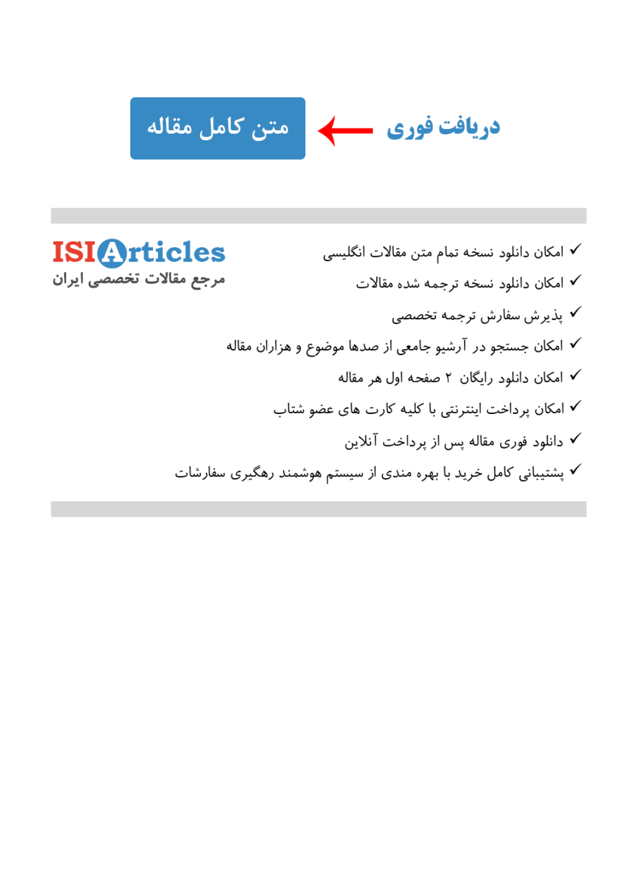دریافت فوری ← متن کامل مقاله

ISIArticles
مرجع مقالات تخصصی ایران

- ✓ امکان دانلود نسخه تمام متن مقالات انگلیسی
- ✓ امکان دانلود نسخه ترجمه شده مقالات
- ✓ پذیرش سفارش ترجمه تخصصی
- ✓ امکان جستجو در آرشیو جامعی از صدها موضوع و هزاران مقاله
- ✓ امکان دانلود رایگان ۲ صفحه اول هر مقاله
- ✓ امکان پرداخت اینترنتی با کلیه کارت های عضو شتاب
- ✓ دانلود فوری مقاله پس از پرداخت آنلاین
- ✓ پشتیبانی کامل خرید با بهره مندی از سیستم هوشمند رهگیری سفارشات